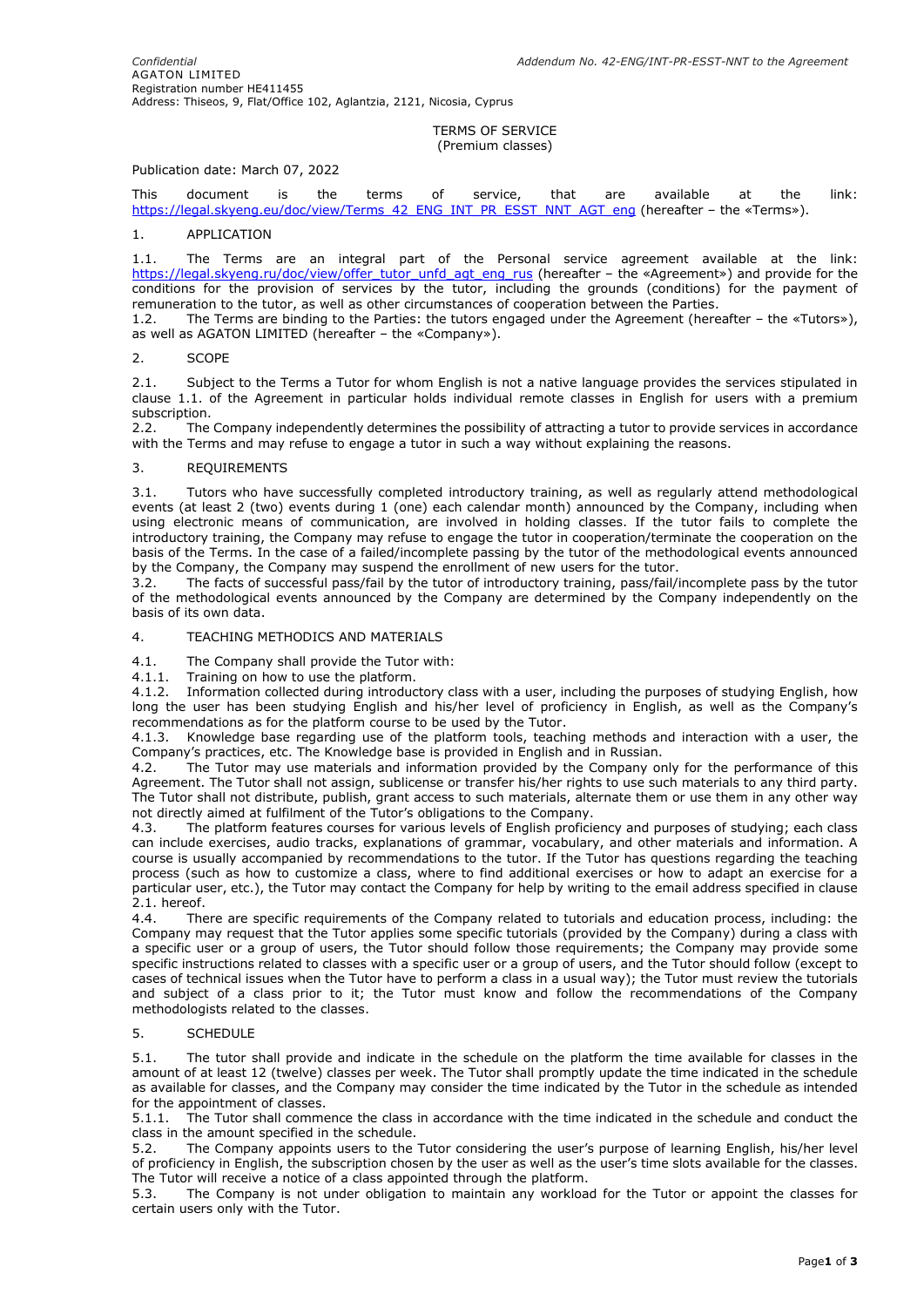*Confidential* *Addendum No. 42-ENG/INT-PR-ESST-NNT to the Agreement*

AGATON LIMITED
Registration number HE411455
Address: Thiseos, 9, Flat/Office 102, Aglantzia, 2121, Nicosia, Cyprus

# TERMS OF SERVICE
(Premium classes)

Publication date: March 07, 2022

This document is the terms of service, that are available at the link: https://legal.skyeng.eu/doc/view/Terms_42_ENG_INT_PR_ESST_NNT_AGT_eng (hereafter – the «Terms»).

## 1. APPLICATION

1.1. The Terms are an integral part of the Personal service agreement available at the link: https://legal.skyeng.ru/doc/view/offer_tutor_unfd_agt_eng_rus (hereafter – the «Agreement») and provide for the conditions for the provision of services by the tutor, including the grounds (conditions) for the payment of remuneration to the tutor, as well as other circumstances of cooperation between the Parties.
1.2. The Terms are binding to the Parties: the tutors engaged under the Agreement (hereafter – the «Tutors»), as well as AGATON LIMITED (hereafter – the «Company»).

## 2. SCOPE

2.1. Subject to the Terms a Tutor for whom English is not a native language provides the services stipulated in clause 1.1. of the Agreement in particular holds individual remote classes in English for users with a premium subscription.
2.2. The Company independently determines the possibility of attracting a tutor to provide services in accordance with the Terms and may refuse to engage a tutor in such a way without explaining the reasons.

## 3. REQUIREMENTS

3.1. Tutors who have successfully completed introductory training, as well as regularly attend methodological events (at least 2 (two) events during 1 (one) each calendar month) announced by the Company, including when using electronic means of communication, are involved in holding classes. If the tutor fails to complete the introductory training, the Company may refuse to engage the tutor in cooperation/terminate the cooperation on the basis of the Terms. In the case of a failed/incomplete passing by the tutor of the methodological events announced by the Company, the Company may suspend the enrollment of new users for the tutor.
3.2. The facts of successful pass/fail by the tutor of introductory training, pass/fail/incomplete pass by the tutor of the methodological events announced by the Company are determined by the Company independently on the basis of its own data.

## 4. TEACHING METHODICS AND MATERIALS

4.1. The Company shall provide the Tutor with:
4.1.1. Training on how to use the platform.
4.1.2. Information collected during introductory class with a user, including the purposes of studying English, how long the user has been studying English and his/her level of proficiency in English, as well as the Company's recommendations as for the platform course to be used by the Tutor.
4.1.3. Knowledge base regarding use of the platform tools, teaching methods and interaction with a user, the Company's practices, etc. The Knowledge base is provided in English and in Russian.
4.2. The Tutor may use materials and information provided by the Company only for the performance of this Agreement. The Tutor shall not assign, sublicense or transfer his/her rights to use such materials to any third party. The Tutor shall not distribute, publish, grant access to such materials, alternate them or use them in any other way not directly aimed at fulfilment of the Tutor's obligations to the Company.
4.3. The platform features courses for various levels of English proficiency and purposes of studying; each class can include exercises, audio tracks, explanations of grammar, vocabulary, and other materials and information. A course is usually accompanied by recommendations to the tutor. If the Tutor has questions regarding the teaching process (such as how to customize a class, where to find additional exercises or how to adapt an exercise for a particular user, etc.), the Tutor may contact the Company for help by writing to the email address specified in clause 2.1. hereof.
4.4. There are specific requirements of the Company related to tutorials and education process, including: the Company may request that the Tutor applies some specific tutorials (provided by the Company) during a class with a specific user or a group of users, the Tutor should follow those requirements; the Company may provide some specific instructions related to classes with a specific user or a group of users, and the Tutor should follow (except to cases of technical issues when the Tutor have to perform a class in a usual way); the Tutor must review the tutorials and subject of a class prior to it; the Tutor must know and follow the recommendations of the Company methodologists related to the classes.

## 5. SCHEDULE

5.1. The tutor shall provide and indicate in the schedule on the platform the time available for classes in the amount of at least 12 (twelve) classes per week. The Tutor shall promptly update the time indicated in the schedule as available for classes, and the Company may consider the time indicated by the Tutor in the schedule as intended for the appointment of classes.
5.1.1. The Tutor shall commence the class in accordance with the time indicated in the schedule and conduct the class in the amount specified in the schedule.
5.2. The Company appoints users to the Tutor considering the user's purpose of learning English, his/her level of proficiency in English, the subscription chosen by the user as well as the user's time slots available for the classes. The Tutor will receive a notice of a class appointed through the platform.
5.3. The Company is not under obligation to maintain any workload for the Tutor or appoint the classes for certain users only with the Tutor.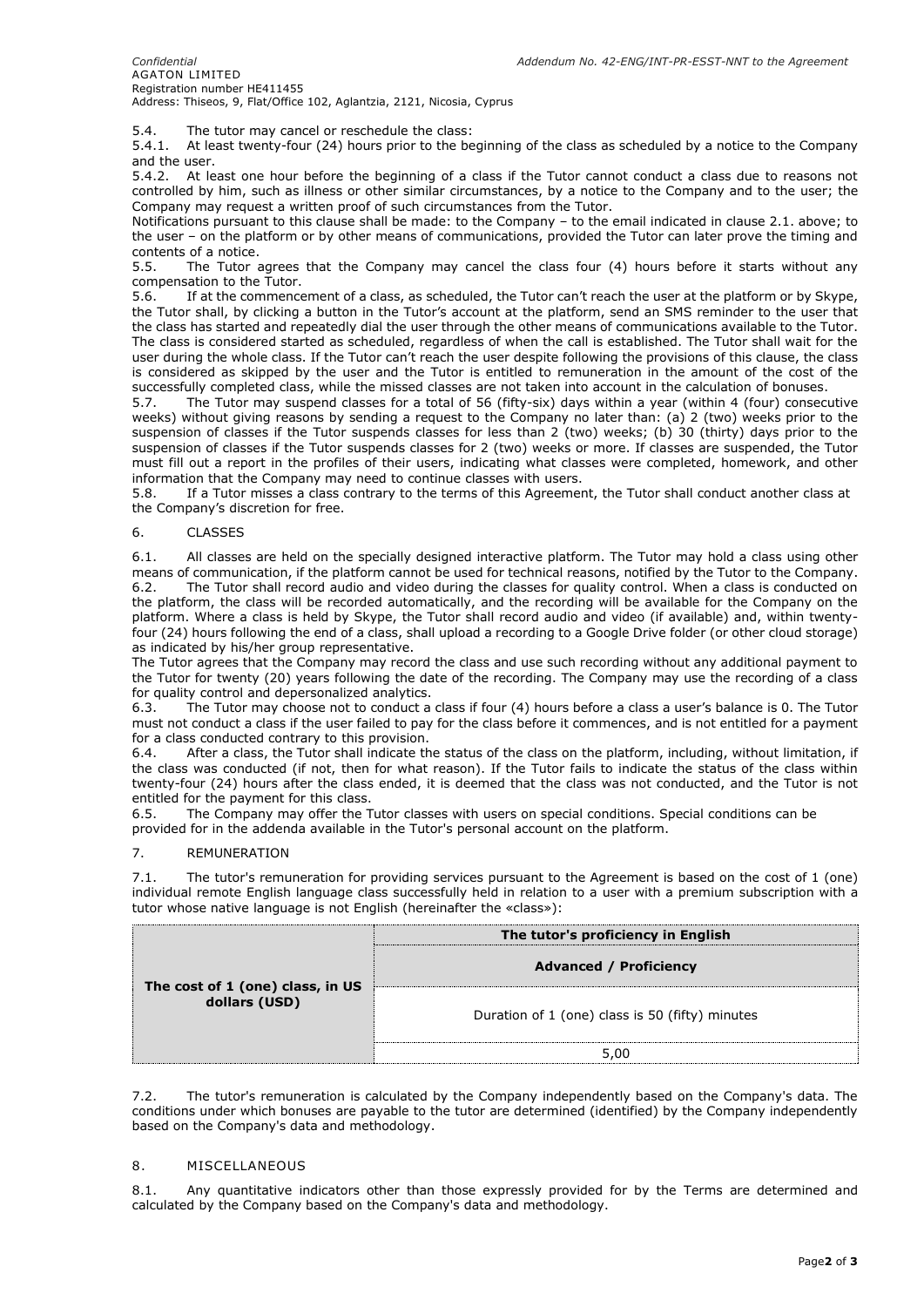5.4. The tutor may cancel or reschedule the class:

5.4.1. At least twenty-four (24) hours prior to the beginning of the class as scheduled by a notice to the Company and the user.

5.4.2. At least one hour before the beginning of a class if the Tutor cannot conduct a class due to reasons not controlled by him, such as illness or other similar circumstances, by a notice to the Company and to the user; the Company may request a written proof of such circumstances from the Tutor.

Notifications pursuant to this clause shall be made: to the Company – to the email indicated in clause 2.1. above; to the user – on the platform or by other means of communications, provided the Tutor can later prove the timing and contents of a notice.

5.5. The Tutor agrees that the Company may cancel the class four (4) hours before it starts without any compensation to the Tutor.

5.6. If at the commencement of a class, as scheduled, the Tutor can't reach the user at the platform or by Skype, the Tutor shall, by clicking a button in the Tutor's account at the platform, send an SMS reminder to the user that the class has started and repeatedly dial the user through the other means of communications available to the Tutor. The class is considered started as scheduled, regardless of when the call is established. The Tutor shall wait for the user during the whole class. If the Tutor can't reach the user despite following the provisions of this clause, the class is considered as skipped by the user and the Tutor is entitled to remuneration in the amount of the cost of the successfully completed class, while the missed classes are not taken into account in the calculation of bonuses.

5.7. The Tutor may suspend classes for a total of 56 (fifty-six) days within a year (within 4 (four) consecutive weeks) without giving reasons by sending a request to the Company no later than: (a) 2 (two) weeks prior to the suspension of classes if the Tutor suspends classes for less than 2 (two) weeks; (b) 30 (thirty) days prior to the suspension of classes if the Tutor suspends classes for 2 (two) weeks or more. If classes are suspended, the Tutor must fill out a report in the profiles of their users, indicating what classes were completed, homework, and other information that the Company may need to continue classes with users.

5.8. If a Tutor misses a class contrary to the terms of this Agreement, the Tutor shall conduct another class at the Company's discretion for free.

6. CLASSES

6.1. All classes are held on the specially designed interactive platform. The Tutor may hold a class using other means of communication, if the platform cannot be used for technical reasons, notified by the Tutor to the Company.

6.2. The Tutor shall record audio and video during the classes for quality control. When a class is conducted on the platform, the class will be recorded automatically, and the recording will be available for the Company on the platform. Where a class is held by Skype, the Tutor shall record audio and video (if available) and, within twenty-four (24) hours following the end of a class, shall upload a recording to a Google Drive folder (or other cloud storage) as indicated by his/her group representative.

The Tutor agrees that the Company may record the class and use such recording without any additional payment to the Tutor for twenty (20) years following the date of the recording. The Company may use the recording of a class for quality control and depersonalized analytics.

6.3. The Tutor may choose not to conduct a class if four (4) hours before a class a user's balance is 0. The Tutor must not conduct a class if the user failed to pay for the class before it commences, and is not entitled for a payment for a class conducted contrary to this provision.

6.4. After a class, the Tutor shall indicate the status of the class on the platform, including, without limitation, if the class was conducted (if not, then for what reason). If the Tutor fails to indicate the status of the class within twenty-four (24) hours after the class ended, it is deemed that the class was not conducted, and the Tutor is not entitled for the payment for this class.

6.5. The Company may offer the Tutor classes with users on special conditions. Special conditions can be provided for in the addenda available in the Tutor's personal account on the platform.

7. REMUNERATION

7.1. The tutor's remuneration for providing services pursuant to the Agreement is based on the cost of 1 (one) individual remote English language class successfully held in relation to a user with a premium subscription with a tutor whose native language is not English (hereinafter the «class»):

| The cost of 1 (one) class, in US dollars (USD) | The tutor's proficiency in English |
|---|---|
| | **Advanced / Proficiency** |
| | Duration of 1 (one) class is 50 (fifty) minutes |
| | 5,00 |

7.2. The tutor's remuneration is calculated by the Company independently based on the Company's data. The conditions under which bonuses are payable to the tutor are determined (identified) by the Company independently based on the Company's data and methodology.

8. MISCELLANEOUS

8.1. Any quantitative indicators other than those expressly provided for by the Terms are determined and calculated by the Company based on the Company's data and methodology.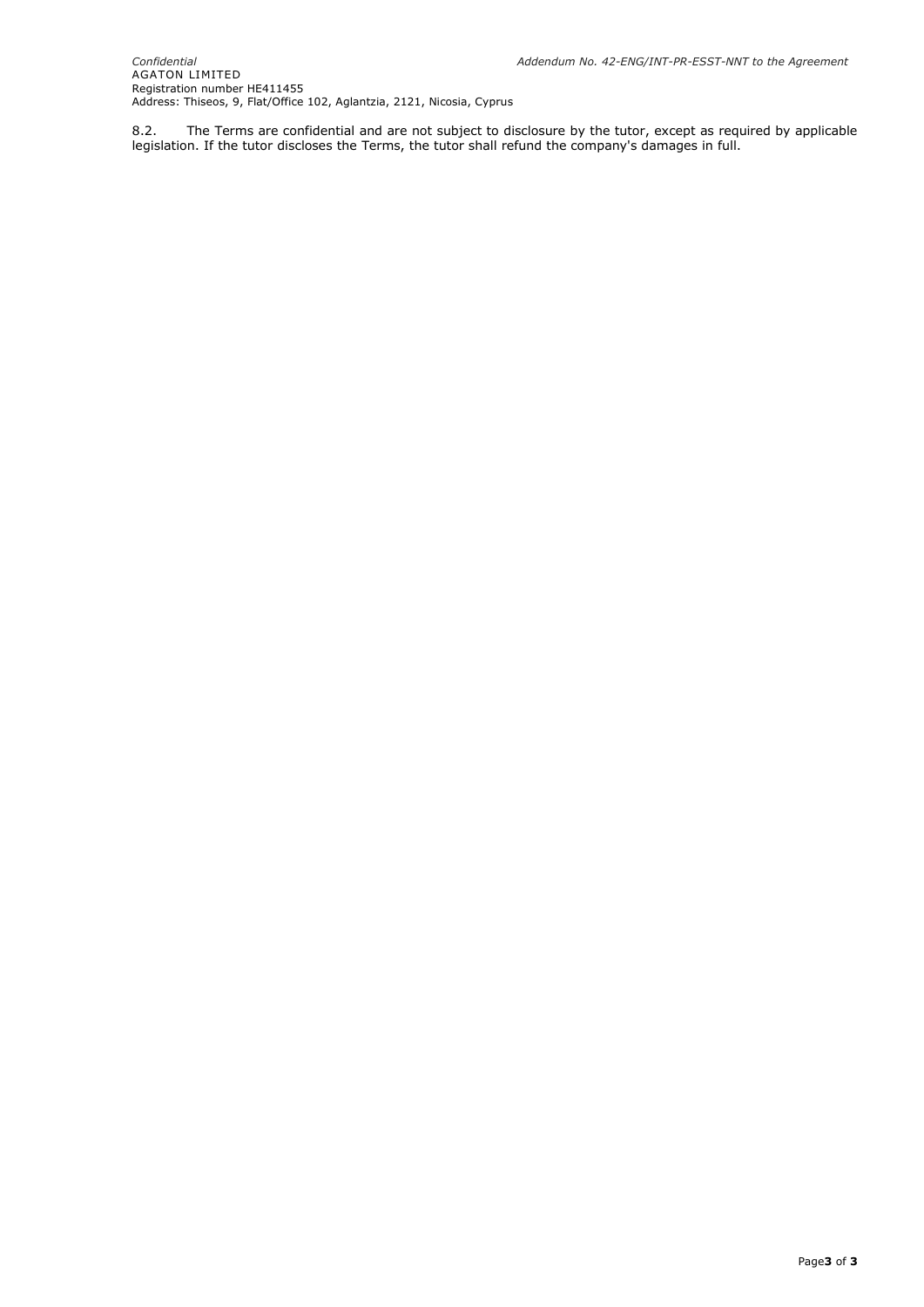8.2. The Terms are confidential and are not subject to disclosure by the tutor, except as required by applicable legislation. If the tutor discloses the Terms, the tutor shall refund the company's damages in full.